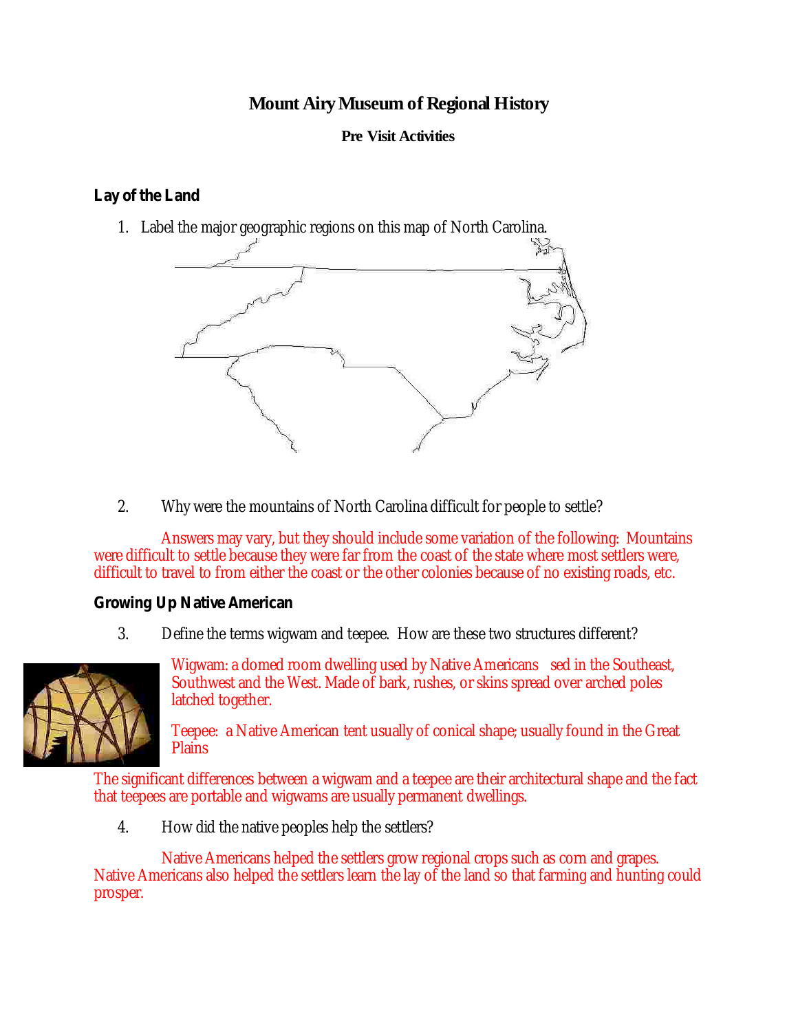# Mount Airy Museum of Regional History

## Pre Visit Activities

### Lay of the Land

1. Label the major geographic regions on this map of North Carolina.

2. Why were the mountains of North Carolina difficult for people to settle?

   Answers may vary, but they should include some variation of the following: Mountains were difficult to settle because they were far from the coast of the state where most settlers were, difficult to travel to from either the coast or the other colonies because of no existing roads, etc.

### Growing Up Native American

3. Define the terms wigwam and teepee. How are these two structures different?

   Wigwam: a domed room dwelling used by Native Americans sed in the Southeast, Southwest and the West. Made of bark, rushes, or skins spread over arched poles latched together.

   Teepee: a Native American tent usually of conical shape; usually found in the Great Plains

   The significant differences between a wigwam and a teepee are their architectural shape and the fact that teepees are portable and wigwams are usually permanent dwellings.

4. How did the native peoples help the settlers?

   Native Americans helped the settlers grow regional crops such as corn and grapes. Native Americans also helped the settlers learn the lay of the land so that farming and hunting could prosper.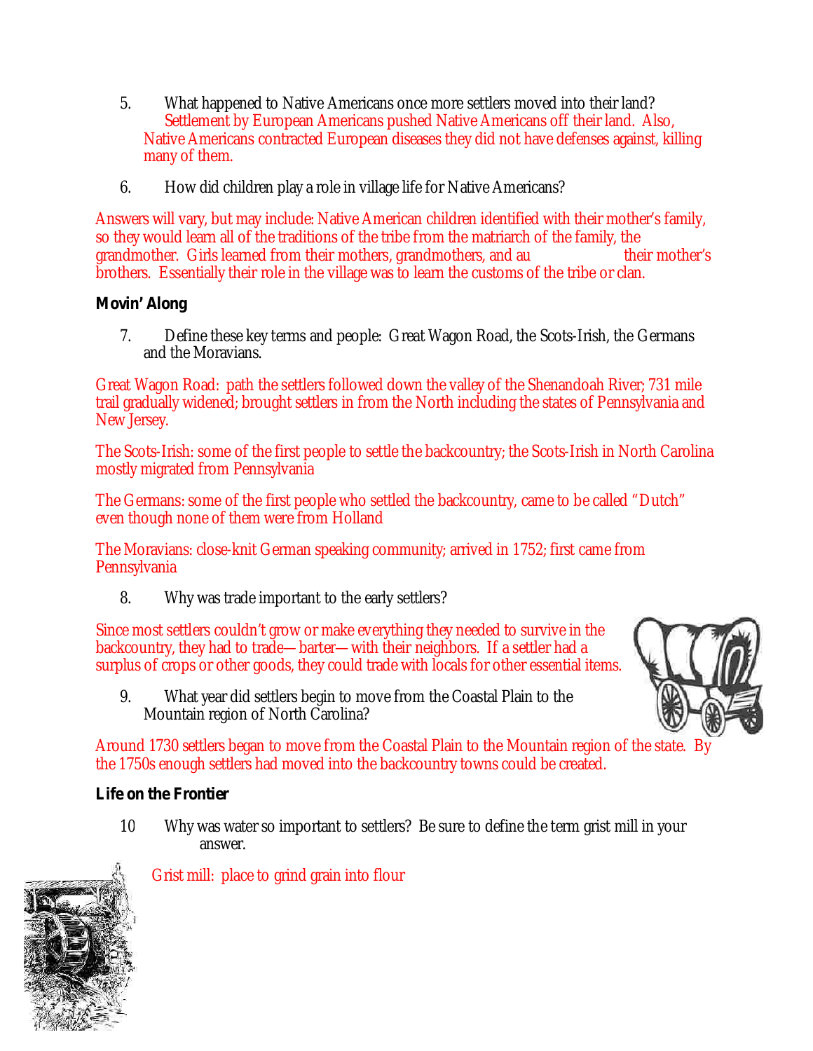5. What happened to Native Americans once more settlers moved into their land?
   Settlement by European Americans pushed Native Americans off their land. Also, Native Americans contracted European diseases they did not have defenses against, killing many of them.

6. How did children play a role in village life for Native Americans?

Answers will vary, but may include: Native American children identified with their mother's family, so they would learn all of the traditions of the tribe from the matriarch of the family, the grandmother. Girls learned from their mothers, grandmothers, and au their mother's brothers. Essentially their role in the village was to learn the customs of the tribe or clan.

**Movin' Along**

7. Define these key terms and people: Great Wagon Road, the Scots-Irish, the Germans and the Moravians.

Great Wagon Road: path the settlers followed down the valley of the Shenandoah River; 731 mile trail gradually widened; brought settlers in from the North including the states of Pennsylvania and New Jersey.

The Scots-Irish: some of the first people to settle the backcountry; the Scots-Irish in North Carolina mostly migrated from Pennsylvania

The Germans: some of the first people who settled the backcountry, came to be called "Dutch" even though none of them were from Holland

The Moravians: close-knit German speaking community; arrived in 1752; first came from Pennsylvania

8. Why was trade important to the early settlers?

Since most settlers couldn't grow or make everything they needed to survive in the backcountry, they had to trade—barter—with their neighbors. If a settler had a surplus of crops or other goods, they could trade with locals for other essential items.

9. What year did settlers begin to move from the Coastal Plain to the Mountain region of North Carolina?

Around 1730 settlers began to move from the Coastal Plain to the Mountain region of the state. By the 1750s enough settlers had moved into the backcountry towns could be created.

**Life on the Frontier**

10 Why was water so important to settlers? Be sure to define the term grist mill in your answer.

Grist mill: place to grind grain into flour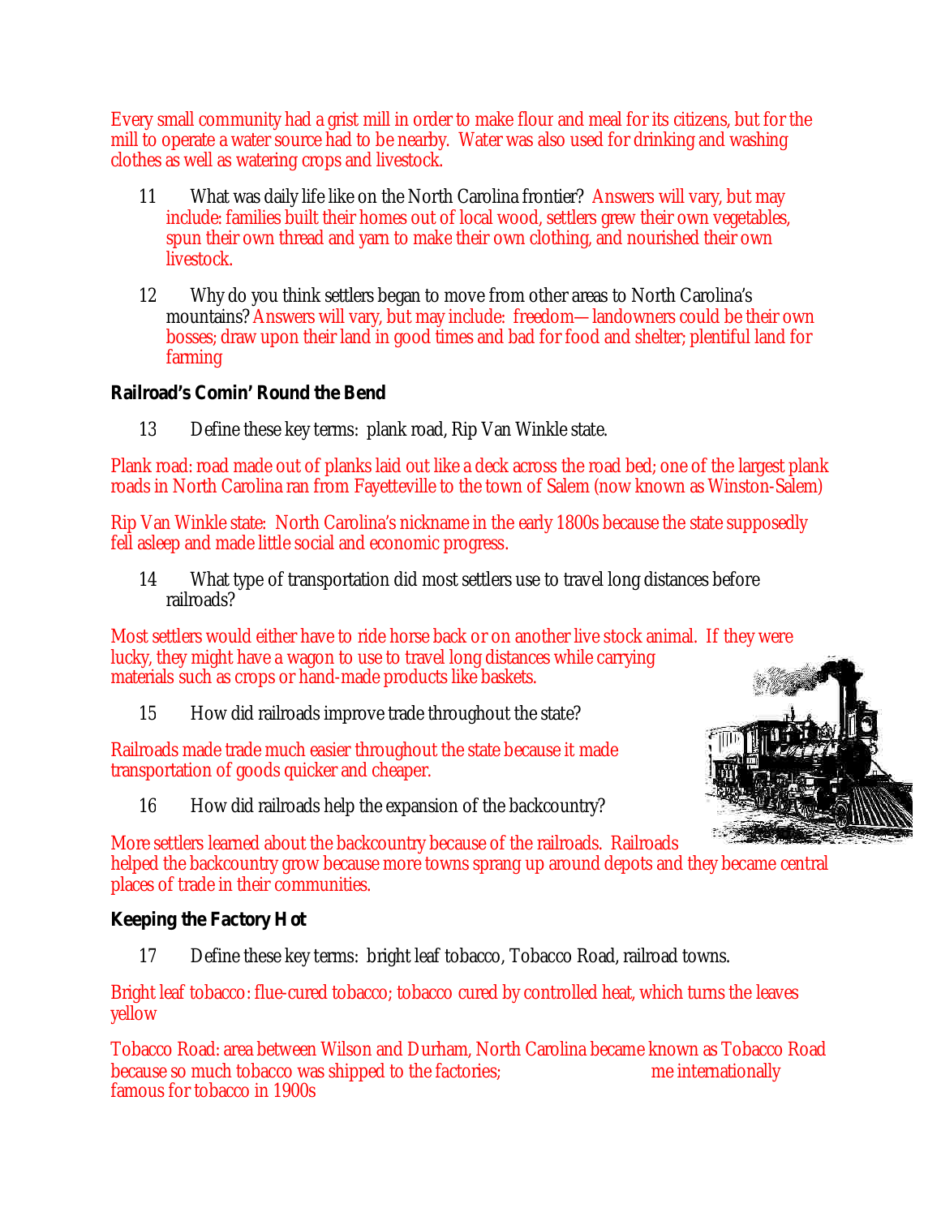Every small community had a grist mill in order to make flour and meal for its citizens, but for the mill to operate a water source had to be nearby. Water was also used for drinking and washing clothes as well as watering crops and livestock.

11 What was daily life like on the North Carolina frontier? Answers will vary, but may include: families built their homes out of local wood, settlers grew their own vegetables, spun their own thread and yarn to make their own clothing, and nourished their own livestock.

12 Why do you think settlers began to move from other areas to North Carolina's mountains? Answers will vary, but may include: freedom—landowners could be their own bosses; draw upon their land in good times and bad for food and shelter; plentiful land for farming

**Railroad's Comin' Round the Bend**

13 Define these key terms: plank road, Rip Van Winkle state.

Plank road: road made out of planks laid out like a deck across the road bed; one of the largest plank roads in North Carolina ran from Fayetteville to the town of Salem (now known as Winston-Salem)

Rip Van Winkle state: North Carolina's nickname in the early 1800s because the state supposedly fell asleep and made little social and economic progress.

14 What type of transportation did most settlers use to travel long distances before railroads?

Most settlers would either have to ride horse back or on another live stock animal. If they were lucky, they might have a wagon to use to travel long distances while carrying materials such as crops or hand-made products like baskets.

15 How did railroads improve trade throughout the state?

Railroads made trade much easier throughout the state because it made transportation of goods quicker and cheaper.

16 How did railroads help the expansion of the backcountry?

More settlers learned about the backcountry because of the railroads. Railroads helped the backcountry grow because more towns sprang up around depots and they became central places of trade in their communities.

**Keeping the Factory Hot**

17 Define these key terms: bright leaf tobacco, Tobacco Road, railroad towns.

Bright leaf tobacco: flue-cured tobacco; tobacco cured by controlled heat, which turns the leaves yellow

Tobacco Road: area between Wilson and Durham, North Carolina became known as Tobacco Road because so much tobacco was shipped to the factories; me internationally famous for tobacco in 1900s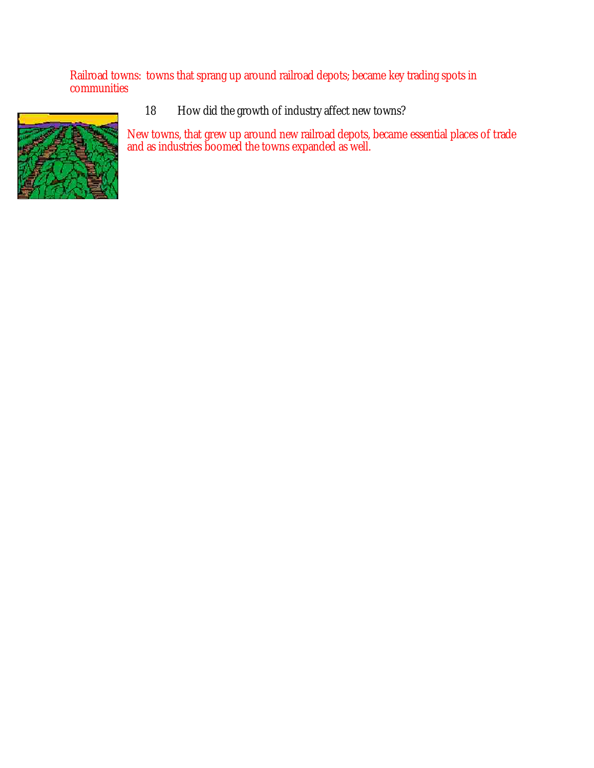Railroad towns: towns that sprang up around railroad depots; became key trading spots in communities

18 How did the growth of industry affect new towns?

New towns, that grew up around new railroad depots, became essential places of trade and as industries boomed the towns expanded as well.